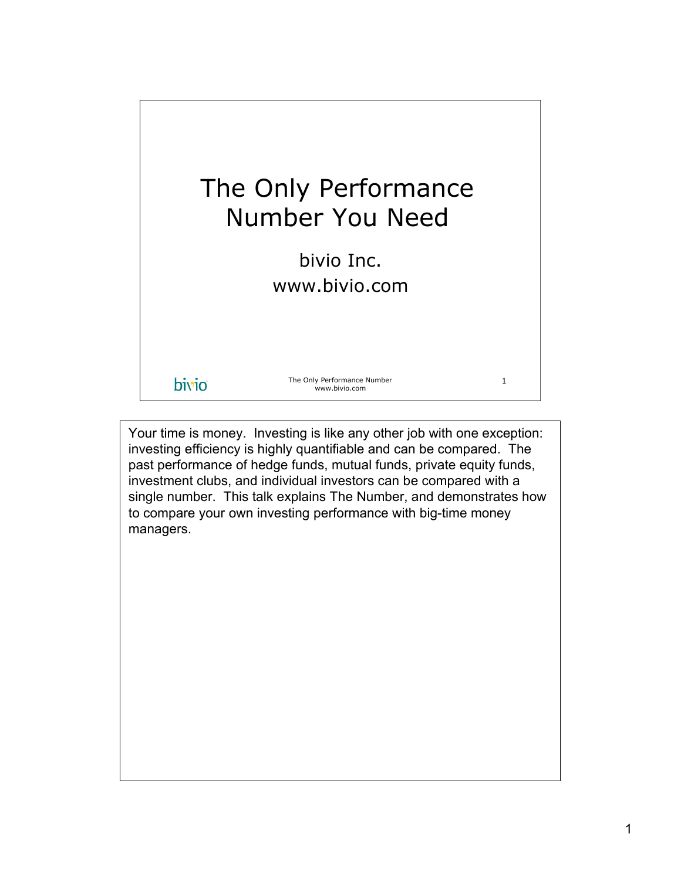# The Only Performance Number You Need

bivio Inc.
www.bivio.com

Your time is money. Investing is like any other job with one exception: investing efficiency is highly quantifiable and can be compared. The past performance of hedge funds, mutual funds, private equity funds, investment clubs, and individual investors can be compared with a single number. This talk explains The Number, and demonstrates how to compare your own investing performance with big-time money managers.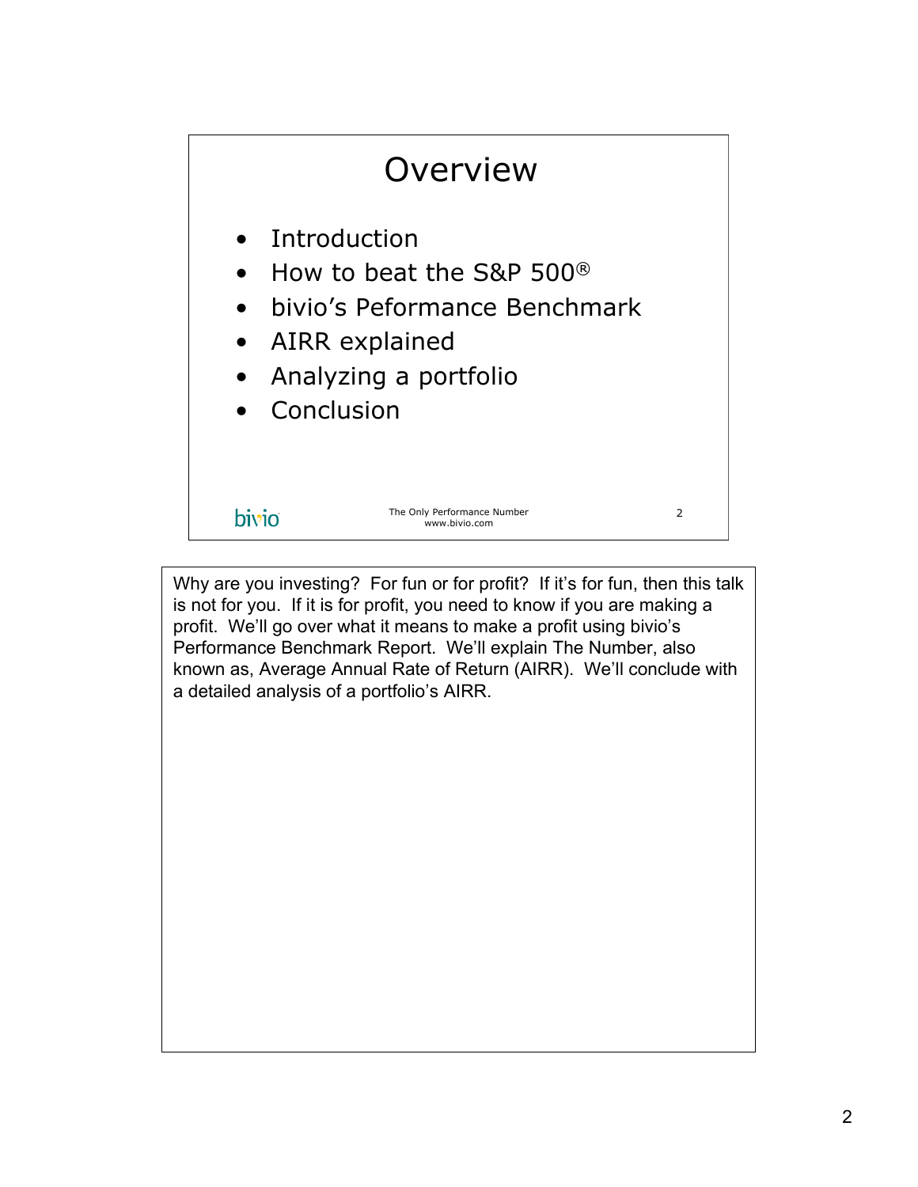# Overview

- Introduction
- How to beat the S&P 500®
- bivio's Peformance Benchmark
- AIRR explained
- Analyzing a portfolio
- Conclusion

bivio — The Only Performance Number — www.bivio.com

Why are you investing? For fun or for profit? If it's for fun, then this talk is not for you. If it is for profit, you need to know if you are making a profit. We'll go over what it means to make a profit using bivio's Performance Benchmark Report. We'll explain The Number, also known as, Average Annual Rate of Return (AIRR). We'll conclude with a detailed analysis of a portfolio's AIRR.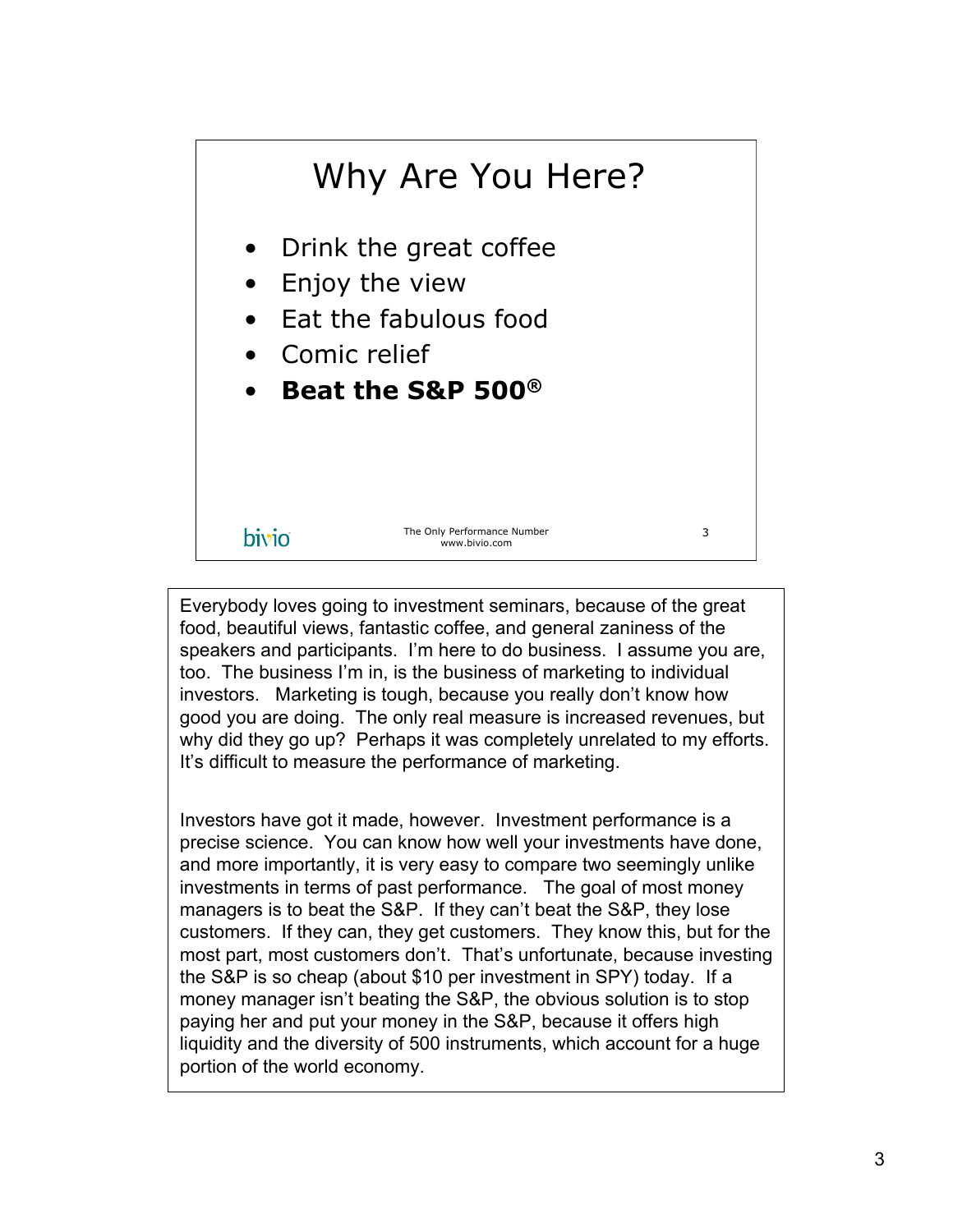# Why Are You Here?

- Drink the great coffee
- Enjoy the view
- Eat the fabulous food
- Comic relief
- **Beat the S&P 500®**

bivio — The Only Performance Number — www.bivio.com

Everybody loves going to investment seminars, because of the great food, beautiful views, fantastic coffee, and general zaniness of the speakers and participants. I'm here to do business. I assume you are, too. The business I'm in, is the business of marketing to individual investors. Marketing is tough, because you really don't know how good you are doing. The only real measure is increased revenues, but why did they go up? Perhaps it was completely unrelated to my efforts. It's difficult to measure the performance of marketing.

Investors have got it made, however. Investment performance is a precise science. You can know how well your investments have done, and more importantly, it is very easy to compare two seemingly unlike investments in terms of past performance. The goal of most money managers is to beat the S&P. If they can't beat the S&P, they lose customers. If they can, they get customers. They know this, but for the most part, most customers don't. That's unfortunate, because investing the S&P is so cheap (about $10 per investment in SPY) today. If a money manager isn't beating the S&P, the obvious solution is to stop paying her and put your money in the S&P, because it offers high liquidity and the diversity of 500 instruments, which account for a huge portion of the world economy.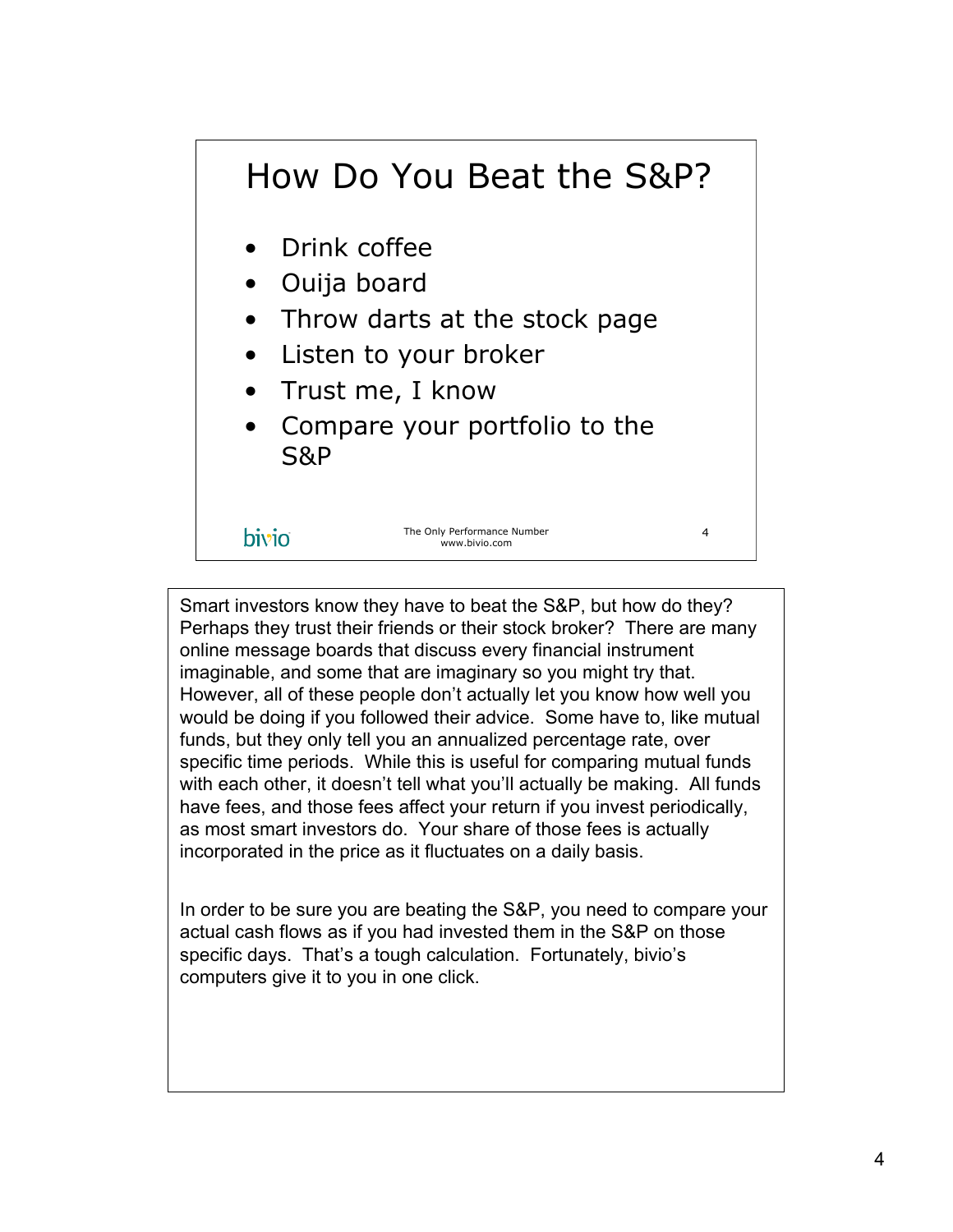# How Do You Beat the S&P?

- Drink coffee
- Ouija board
- Throw darts at the stock page
- Listen to your broker
- Trust me, I know
- Compare your portfolio to the S&P

bivio — The Only Performance Number — www.bivio.com

Smart investors know they have to beat the S&P, but how do they? Perhaps they trust their friends or their stock broker? There are many online message boards that discuss every financial instrument imaginable, and some that are imaginary so you might try that. However, all of these people don't actually let you know how well you would be doing if you followed their advice. Some have to, like mutual funds, but they only tell you an annualized percentage rate, over specific time periods. While this is useful for comparing mutual funds with each other, it doesn't tell what you'll actually be making. All funds have fees, and those fees affect your return if you invest periodically, as most smart investors do. Your share of those fees is actually incorporated in the price as it fluctuates on a daily basis.

In order to be sure you are beating the S&P, you need to compare your actual cash flows as if you had invested them in the S&P on those specific days. That's a tough calculation. Fortunately, bivio's computers give it to you in one click.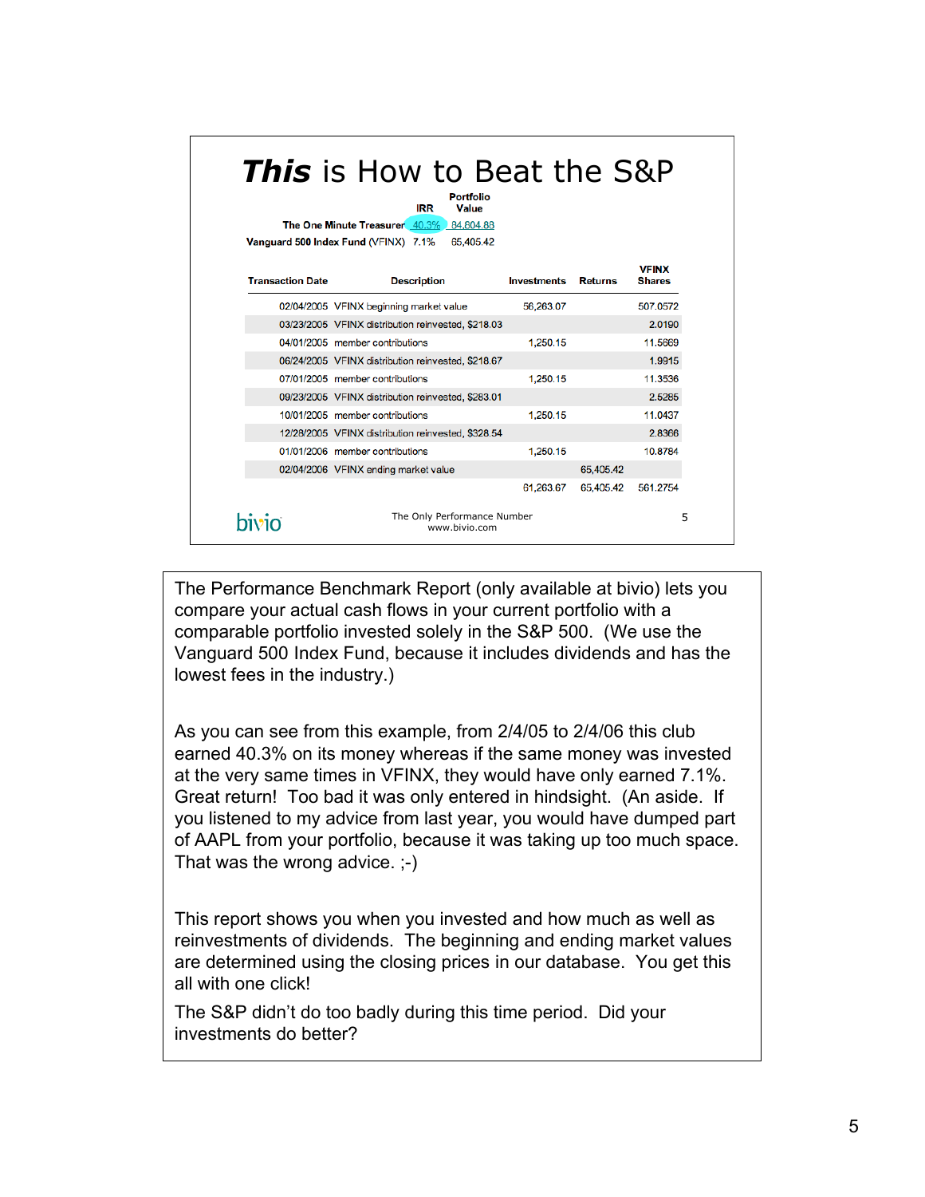# ***This*** is How to Beat the S&P

| | IRR | Portfolio Value |
|---|---|---|
| The One Minute Treasurer | 40.3% | 84,604.88 |
| Vanguard 500 Index Fund (VFINX) | 7.1% | 65,405.42 |

| Transaction Date | Description | Investments | Returns | VFINX Shares |
|---|---|---|---|---|
| 02/04/2005 | VFINX beginning market value | 56,263.07 | | 507.0572 |
| 03/23/2005 | VFINX distribution reinvested, $218.03 | | | 2.0190 |
| 04/01/2005 | member contributions | 1,250.15 | | 11.5669 |
| 06/24/2005 | VFINX distribution reinvested, $218.67 | | | 1.9915 |
| 07/01/2005 | member contributions | 1,250.15 | | 11.3536 |
| 09/23/2005 | VFINX distribution reinvested, $283.01 | | | 2.5285 |
| 10/01/2005 | member contributions | 1,250.15 | | 11.0437 |
| 12/28/2005 | VFINX distribution reinvested, $328.54 | | | 2.8366 |
| 01/01/2006 | member contributions | 1,250.15 | | 10.8784 |
| 02/04/2006 | VFINX ending market value | | 65,405.42 | |
| | | 61,263.67 | 65,405.42 | 561.2754 |

bivio — The Only Performance Number — www.bivio.com

The Performance Benchmark Report (only available at bivio) lets you compare your actual cash flows in your current portfolio with a comparable portfolio invested solely in the S&P 500. (We use the Vanguard 500 Index Fund, because it includes dividends and has the lowest fees in the industry.)

As you can see from this example, from 2/4/05 to 2/4/06 this club earned 40.3% on its money whereas if the same money was invested at the very same times in VFINX, they would have only earned 7.1%. Great return! Too bad it was only entered in hindsight. (An aside. If you listened to my advice from last year, you would have dumped part of AAPL from your portfolio, because it was taking up too much space. That was the wrong advice. ;-)

This report shows you when you invested and how much as well as reinvestments of dividends. The beginning and ending market values are determined using the closing prices in our database. You get this all with one click!

The S&P didn't do too badly during this time period. Did your investments do better?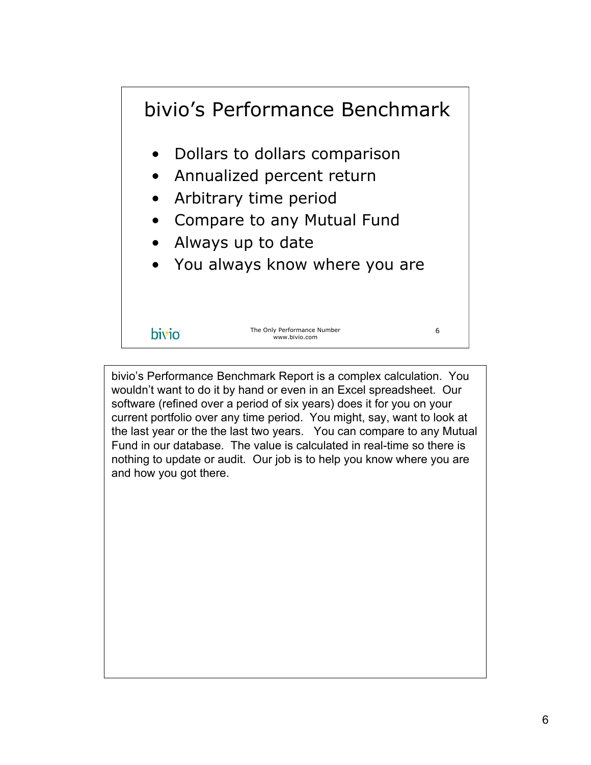# bivio's Performance Benchmark

- Dollars to dollars comparison
- Annualized percent return
- Arbitrary time period
- Compare to any Mutual Fund
- Always up to date
- You always know where you are

bivio

The Only Performance Number
www.bivio.com

bivio's Performance Benchmark Report is a complex calculation. You wouldn't want to do it by hand or even in an Excel spreadsheet. Our software (refined over a period of six years) does it for you on your current portfolio over any time period. You might, say, want to look at the last year or the the last two years. You can compare to any Mutual Fund in our database. The value is calculated in real-time so there is nothing to update or audit. Our job is to help you know where you are and how you got there.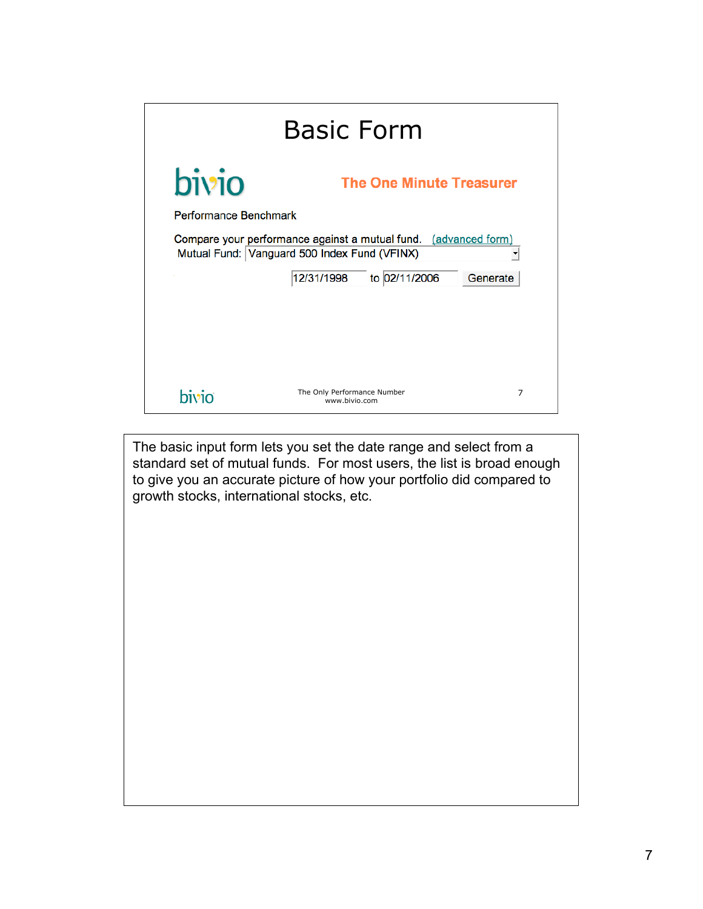# Basic Form

bivio

The One Minute Treasurer

Performance Benchmark

Compare your performance against a mutual fund. (advanced form)

Mutual Fund: Vanguard 500 Index Fund (VFINX)

12/31/1998 to 02/11/2006 Generate

bivio

The Only Performance Number
www.bivio.com

The basic input form lets you set the date range and select from a standard set of mutual funds. For most users, the list is broad enough to give you an accurate picture of how your portfolio did compared to growth stocks, international stocks, etc.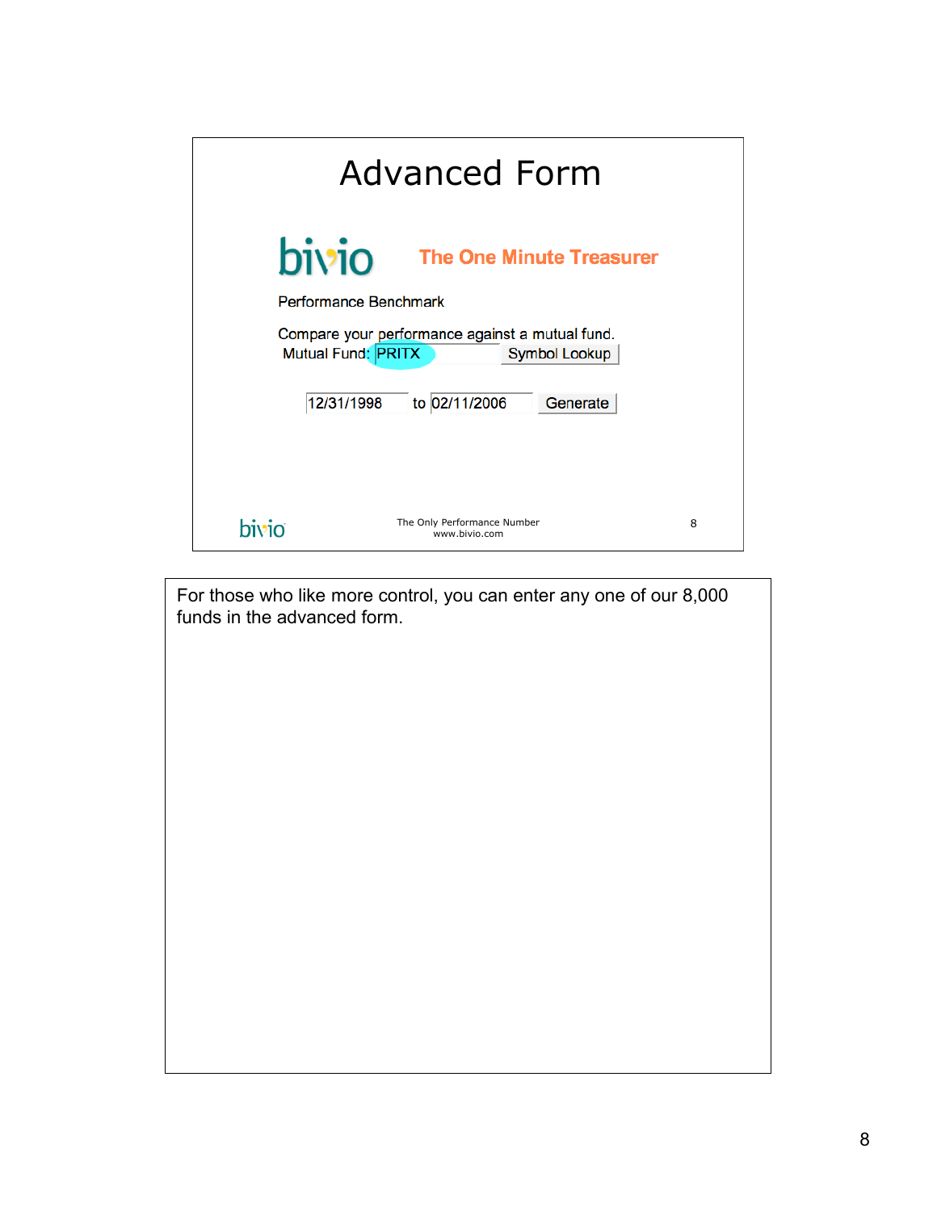# Advanced Form

bivio **The One Minute Treasurer**

Performance Benchmark

Compare your performance against a mutual fund.

Mutual Fund: PRITX [Symbol Lookup]

12/31/1998 to 02/11/2006 [Generate]

The Only Performance Number
www.bivio.com

For those who like more control, you can enter any one of our 8,000 funds in the advanced form.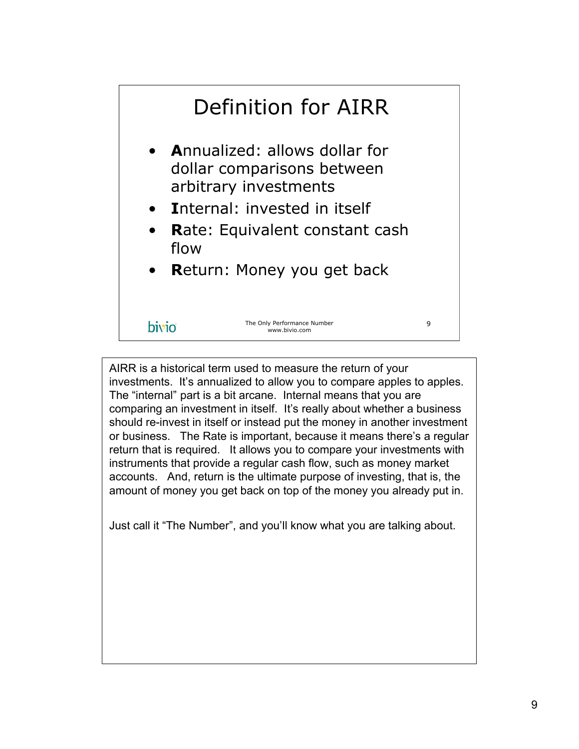# Definition for AIRR

- **A**nnualized: allows dollar for dollar comparisons between arbitrary investments
- **I**nternal: invested in itself
- **R**ate: Equivalent constant cash flow
- **R**eturn: Money you get back

bivio — The Only Performance Number — www.bivio.com

AIRR is a historical term used to measure the return of your investments. It's annualized to allow you to compare apples to apples. The "internal" part is a bit arcane. Internal means that you are comparing an investment in itself. It's really about whether a business should re-invest in itself or instead put the money in another investment or business. The Rate is important, because it means there's a regular return that is required. It allows you to compare your investments with instruments that provide a regular cash flow, such as money market accounts. And, return is the ultimate purpose of investing, that is, the amount of money you get back on top of the money you already put in.

Just call it "The Number", and you'll know what you are talking about.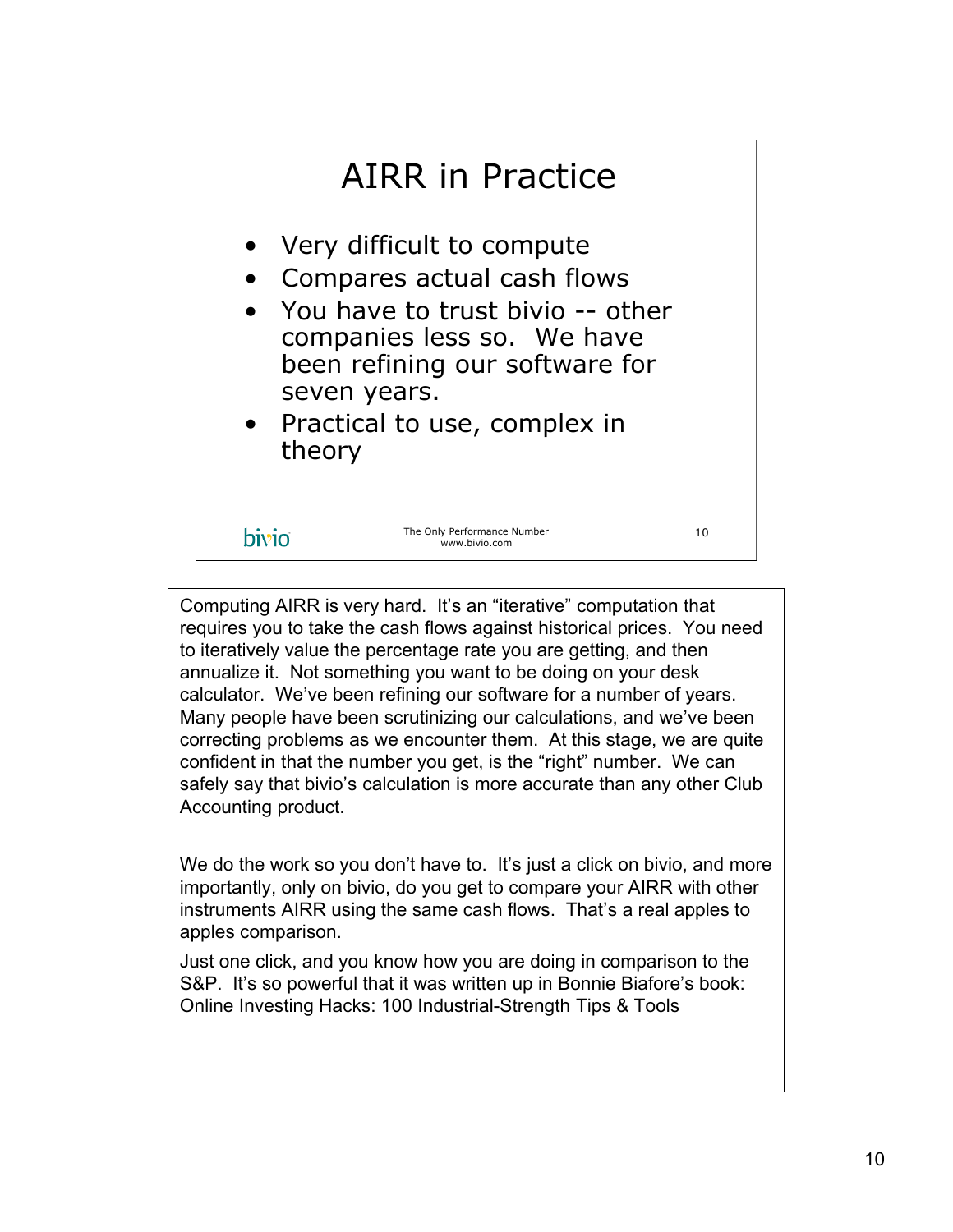# AIRR in Practice

- Very difficult to compute
- Compares actual cash flows
- You have to trust bivio -- other companies less so. We have been refining our software for seven years.
- Practical to use, complex in theory

bivio — The Only Performance Number www.bivio.com

Computing AIRR is very hard. It's an "iterative" computation that requires you to take the cash flows against historical prices. You need to iteratively value the percentage rate you are getting, and then annualize it. Not something you want to be doing on your desk calculator. We've been refining our software for a number of years. Many people have been scrutinizing our calculations, and we've been correcting problems as we encounter them. At this stage, we are quite confident in that the number you get, is the "right" number. We can safely say that bivio's calculation is more accurate than any other Club Accounting product.

We do the work so you don't have to. It's just a click on bivio, and more importantly, only on bivio, do you get to compare your AIRR with other instruments AIRR using the same cash flows. That's a real apples to apples comparison.

Just one click, and you know how you are doing in comparison to the S&P. It's so powerful that it was written up in Bonnie Biafore's book: Online Investing Hacks: 100 Industrial-Strength Tips & Tools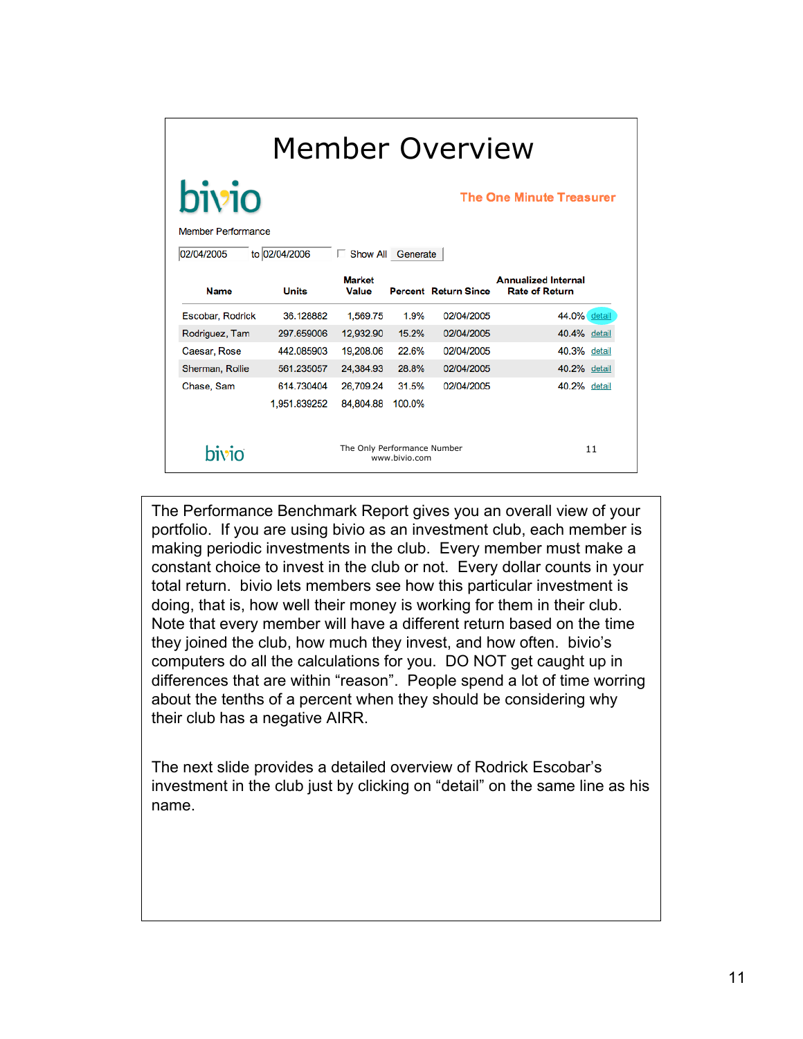# Member Overview

bivio

**The One Minute Treasurer**

Member Performance

02/04/2005 to 02/04/2006 ☐ Show All Generate

| Name | Units | Market Value | Percent | Return Since | Annualized Internal Rate of Return | |
|---|---|---|---|---|---|---|
| Escobar, Rodrick | 36.128882 | 1,569.75 | 1.9% | 02/04/2005 | 44.0% | detail |
| Rodriguez, Tam | 297.659006 | 12,932.90 | 15.2% | 02/04/2005 | 40.4% | detail |
| Caesar, Rose | 442.085903 | 19,208.06 | 22.6% | 02/04/2005 | 40.3% | detail |
| Sherman, Rollie | 561.235057 | 24,384.93 | 28.8% | 02/04/2005 | 40.2% | detail |
| Chase, Sam | 614.730404 | 26,709.24 | 31.5% | 02/04/2005 | 40.2% | detail |
| | 1,951.839252 | 84,804.88 | 100.0% | | | |

bivio — The Only Performance Number — www.bivio.com

The Performance Benchmark Report gives you an overall view of your portfolio. If you are using bivio as an investment club, each member is making periodic investments in the club. Every member must make a constant choice to invest in the club or not. Every dollar counts in your total return. bivio lets members see how this particular investment is doing, that is, how well their money is working for them in their club. Note that every member will have a different return based on the time they joined the club, how much they invest, and how often. bivio's computers do all the calculations for you. DO NOT get caught up in differences that are within "reason". People spend a lot of time worring about the tenths of a percent when they should be considering why their club has a negative AIRR.

The next slide provides a detailed overview of Rodrick Escobar's investment in the club just by clicking on "detail" on the same line as his name.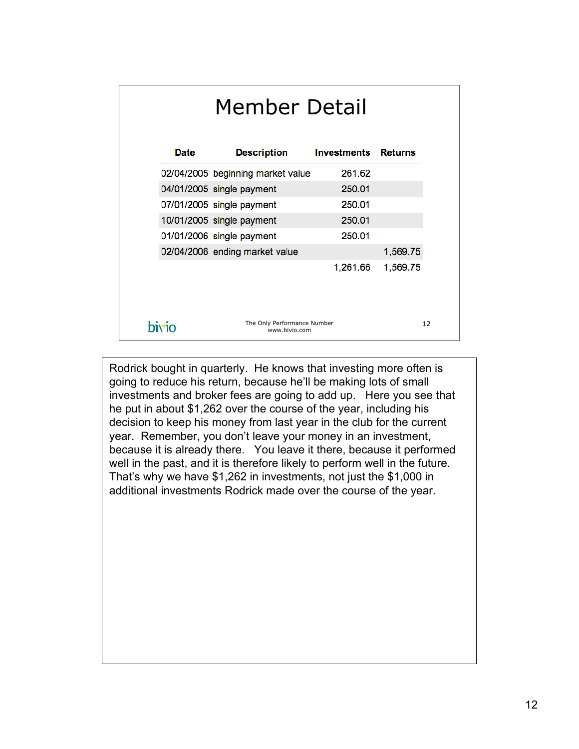# Member Detail

| Date | Description | Investments | Returns |
|---|---|---|---|
| 02/04/2005 | beginning market value | 261.62 | |
| 04/01/2005 | single payment | 250.01 | |
| 07/01/2005 | single payment | 250.01 | |
| 10/01/2005 | single payment | 250.01 | |
| 01/01/2006 | single payment | 250.01 | |
| 02/04/2006 | ending market value | | 1,569.75 |
| | | 1,261.66 | 1,569.75 |

bivio — The Only Performance Number www.bivio.com

Rodrick bought in quarterly. He knows that investing more often is going to reduce his return, because he'll be making lots of small investments and broker fees are going to add up. Here you see that he put in about $1,262 over the course of the year, including his decision to keep his money from last year in the club for the current year. Remember, you don't leave your money in an investment, because it is already there. You leave it there, because it performed well in the past, and it is therefore likely to perform well in the future. That's why we have $1,262 in investments, not just the $1,000 in additional investments Rodrick made over the course of the year.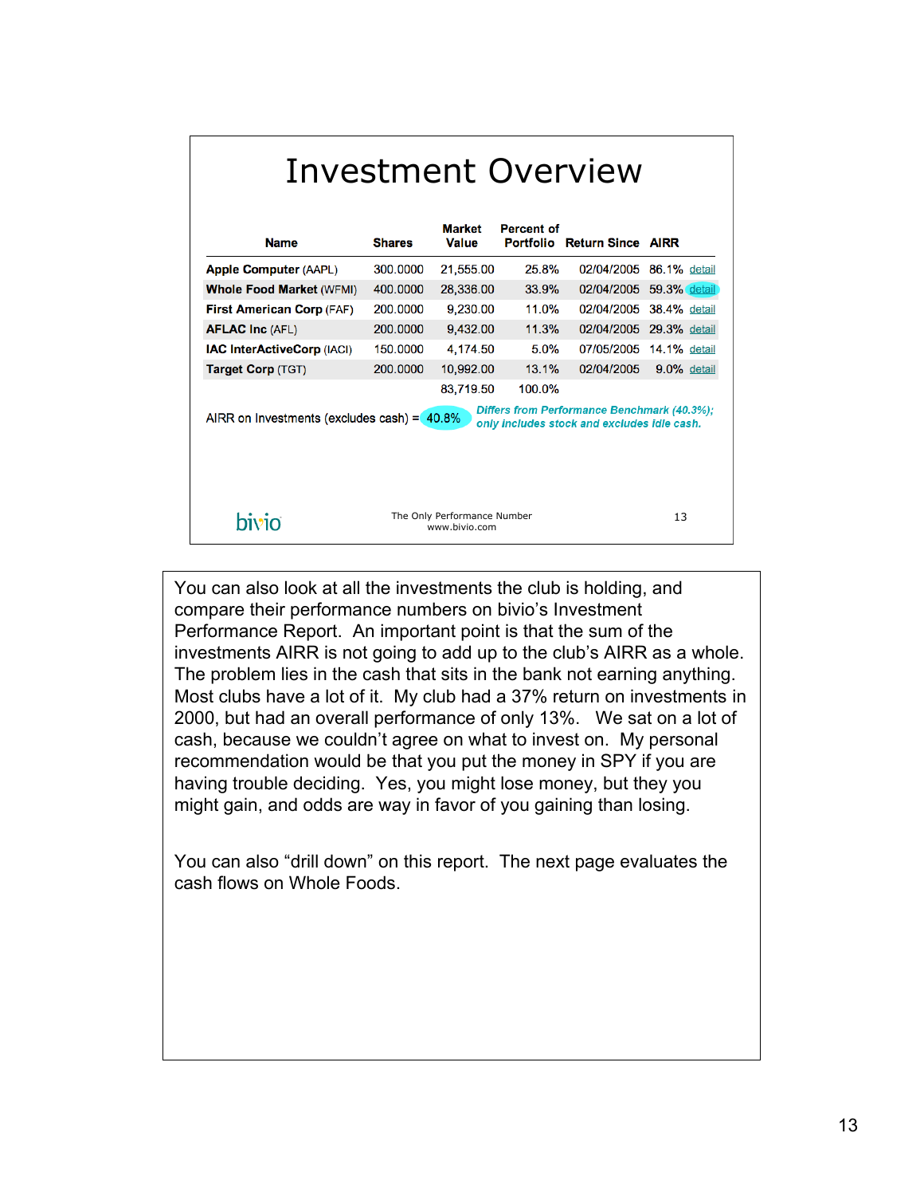# Investment Overview

| Name | Shares | Market Value | Percent of Portfolio | Return Since | AIRR | |
|---|---|---|---|---|---|---|
| **Apple Computer** (AAPL) | 300.0000 | 21,555.00 | 25.8% | 02/04/2005 | 86.1% | detail |
| **Whole Food Market** (WFMI) | 400.0000 | 28,336.00 | 33.9% | 02/04/2005 | 59.3% | detail |
| **First American Corp** (FAF) | 200.0000 | 9,230.00 | 11.0% | 02/04/2005 | 38.4% | detail |
| **AFLAC Inc** (AFL) | 200.0000 | 9,432.00 | 11.3% | 02/04/2005 | 29.3% | detail |
| **IAC InterActiveCorp** (IACI) | 150.0000 | 4,174.50 | 5.0% | 07/05/2005 | 14.1% | detail |
| **Target Corp** (TGT) | 200.0000 | 10,992.00 | 13.1% | 02/04/2005 | 9.0% | detail |
| | | 83,719.50 | 100.0% | | | |

AIRR on Investments (excludes cash) = 40.8%

*Differs from Performance Benchmark (40.3%); only includes stock and excludes idle cash.*

bivio — The Only Performance Number www.bivio.com — 13

You can also look at all the investments the club is holding, and compare their performance numbers on bivio's Investment Performance Report. An important point is that the sum of the investments AIRR is not going to add up to the club's AIRR as a whole. The problem lies in the cash that sits in the bank not earning anything. Most clubs have a lot of it. My club had a 37% return on investments in 2000, but had an overall performance of only 13%. We sat on a lot of cash, because we couldn't agree on what to invest on. My personal recommendation would be that you put the money in SPY if you are having trouble deciding. Yes, you might lose money, but they you might gain, and odds are way in favor of you gaining than losing.

You can also "drill down" on this report. The next page evaluates the cash flows on Whole Foods.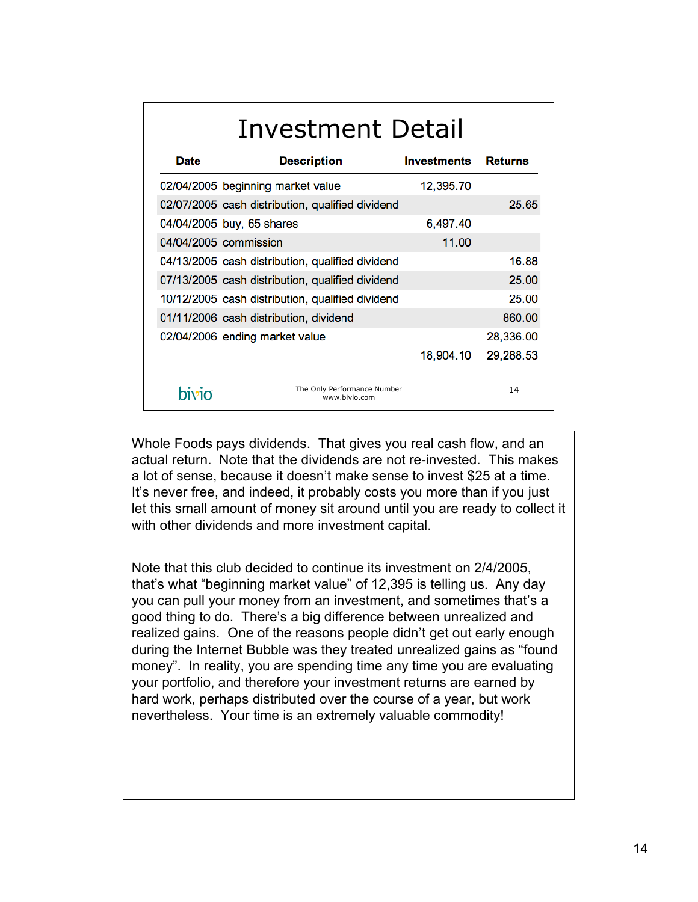# Investment Detail

| Date | Description | Investments | Returns |
|---|---|---|---|
| 02/04/2005 | beginning market value | 12,395.70 | |
| 02/07/2005 | cash distribution, qualified dividend | | 25.65 |
| 04/04/2005 | buy, 65 shares | 6,497.40 | |
| 04/04/2005 | commission | 11.00 | |
| 04/13/2005 | cash distribution, qualified dividend | | 16.88 |
| 07/13/2005 | cash distribution, qualified dividend | | 25.00 |
| 10/12/2005 | cash distribution, qualified dividend | | 25.00 |
| 01/11/2006 | cash distribution, dividend | | 860.00 |
| 02/04/2006 | ending market value | | 28,336.00 |
| | | 18,904.10 | 29,288.53 |

bivio — The Only Performance Number — www.bivio.com — 14

Whole Foods pays dividends. That gives you real cash flow, and an actual return. Note that the dividends are not re-invested. This makes a lot of sense, because it doesn't make sense to invest $25 at a time. It's never free, and indeed, it probably costs you more than if you just let this small amount of money sit around until you are ready to collect it with other dividends and more investment capital.

Note that this club decided to continue its investment on 2/4/2005, that's what "beginning market value" of 12,395 is telling us. Any day you can pull your money from an investment, and sometimes that's a good thing to do. There's a big difference between unrealized and realized gains. One of the reasons people didn't get out early enough during the Internet Bubble was they treated unrealized gains as "found money". In reality, you are spending time any time you are evaluating your portfolio, and therefore your investment returns are earned by hard work, perhaps distributed over the course of a year, but work nevertheless. Your time is an extremely valuable commodity!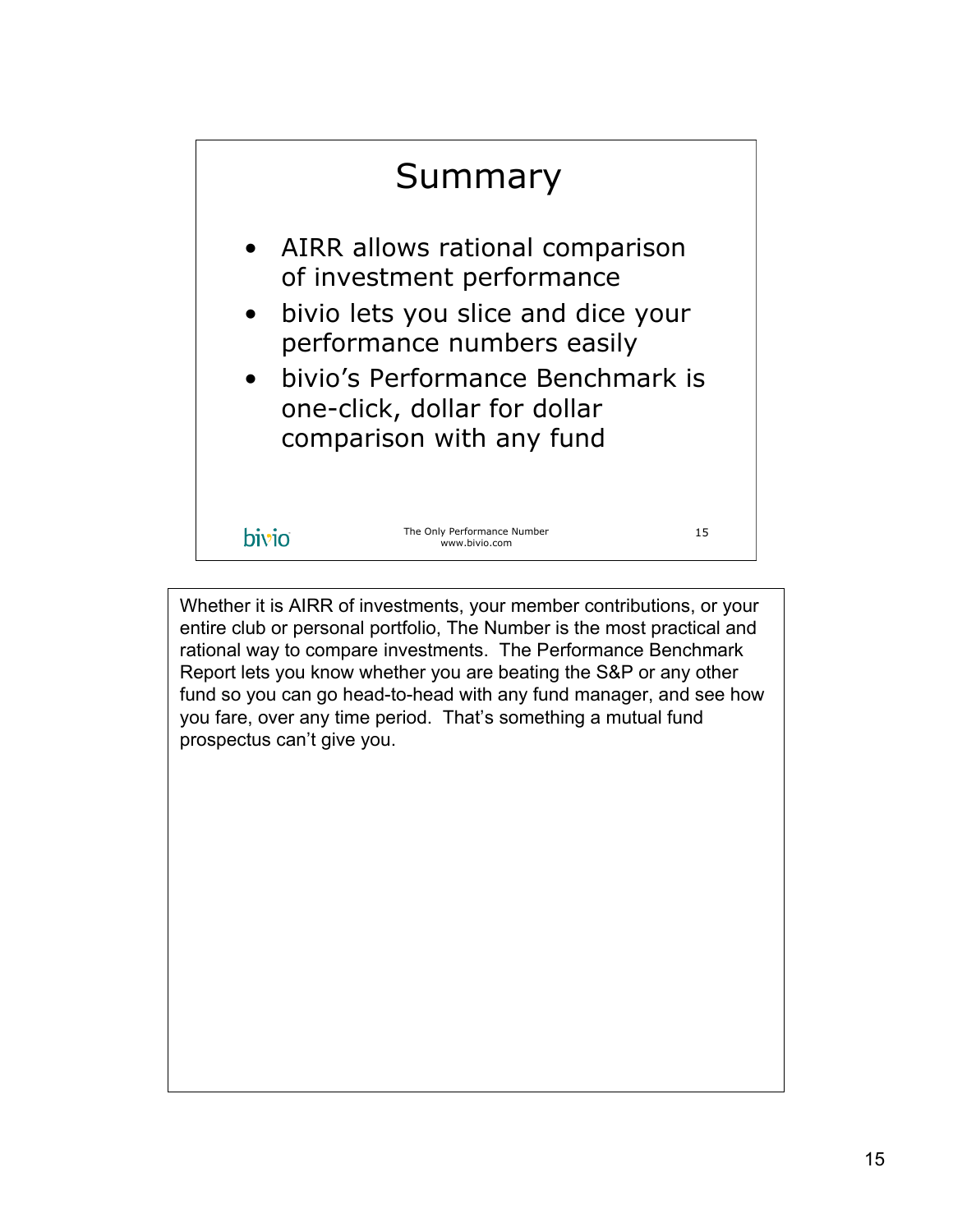# Summary

- AIRR allows rational comparison of investment performance
- bivio lets you slice and dice your performance numbers easily
- bivio's Performance Benchmark is one-click, dollar for dollar comparison with any fund

bivio — The Only Performance Number www.bivio.com — 15

Whether it is AIRR of investments, your member contributions, or your entire club or personal portfolio, The Number is the most practical and rational way to compare investments. The Performance Benchmark Report lets you know whether you are beating the S&P or any other fund so you can go head-to-head with any fund manager, and see how you fare, over any time period. That's something a mutual fund prospectus can't give you.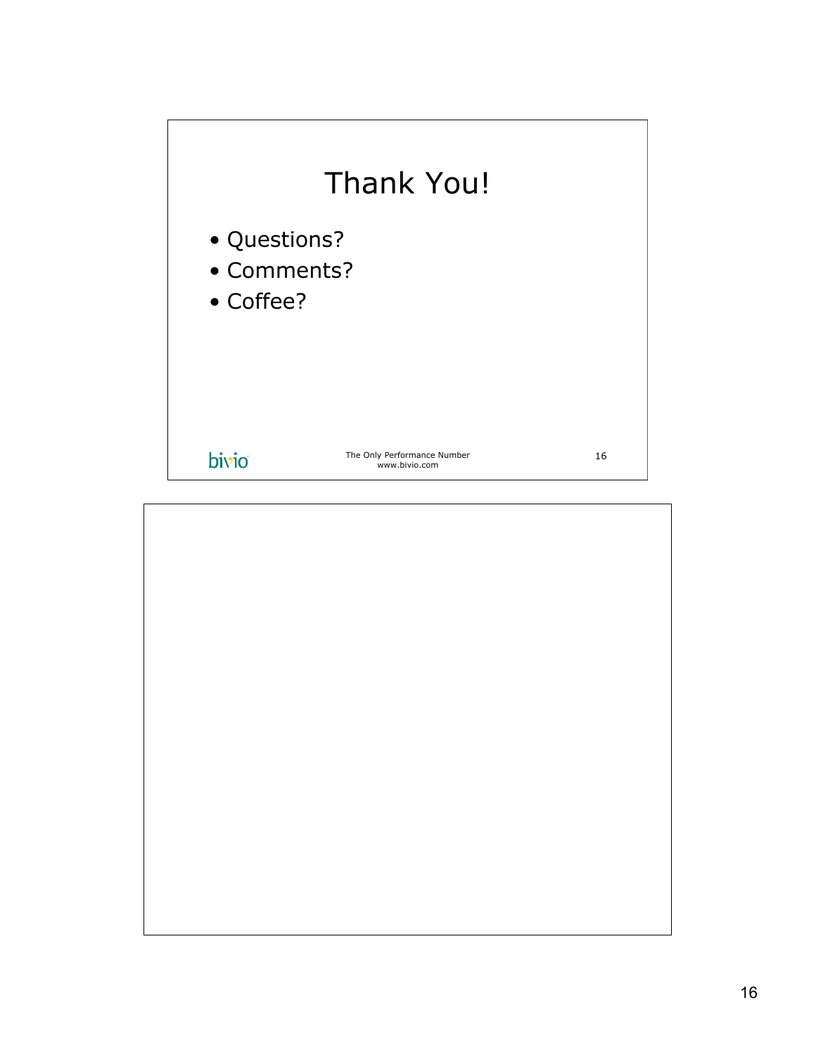# Thank You!

- Questions?
- Comments?
- Coffee?

bivio

The Only Performance Number
www.bivio.com